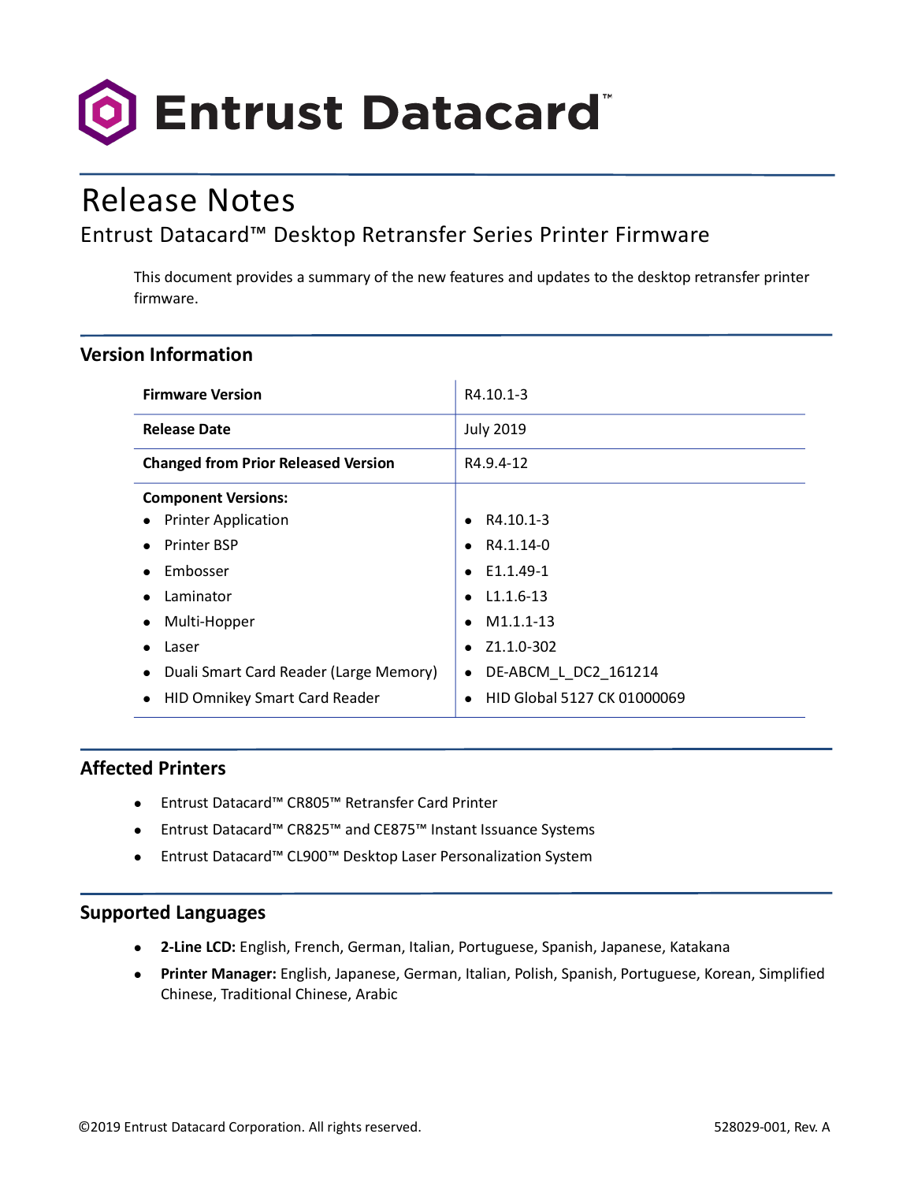# Entrust Datacard™

# Release Notes

Entrust Datacard™ Desktop Retransfer Series Printer Firmware

This document provides a summary of the new features and updates to the desktop retransfer printer firmware.

## Version Information

| | |
|---|---|
| **Firmware Version** | R4.10.1-3 |
| **Release Date** | July 2019 |
| **Changed from Prior Released Version** | R4.9.4-12 |
| **Component Versions:** | |
| • Printer Application | • R4.10.1-3 |
| • Printer BSP | • R4.1.14-0 |
| • Embosser | • E1.1.49-1 |
| • Laminator | • L1.1.6-13 |
| • Multi-Hopper | • M1.1.1-13 |
| • Laser | • Z1.1.0-302 |
| • Duali Smart Card Reader (Large Memory) | • DE-ABCM_L_DC2_161214 |
| • HID Omnikey Smart Card Reader | • HID Global 5127 CK 01000069 |

## Affected Printers

- Entrust Datacard™ CR805™ Retransfer Card Printer
- Entrust Datacard™ CR825™ and CE875™ Instant Issuance Systems
- Entrust Datacard™ CL900™ Desktop Laser Personalization System

## Supported Languages

- **2-Line LCD:** English, French, German, Italian, Portuguese, Spanish, Japanese, Katakana
- **Printer Manager:** English, Japanese, German, Italian, Polish, Spanish, Portuguese, Korean, Simplified Chinese, Traditional Chinese, Arabic

©2019 Entrust Datacard Corporation. All rights reserved. 528029-001, Rev. A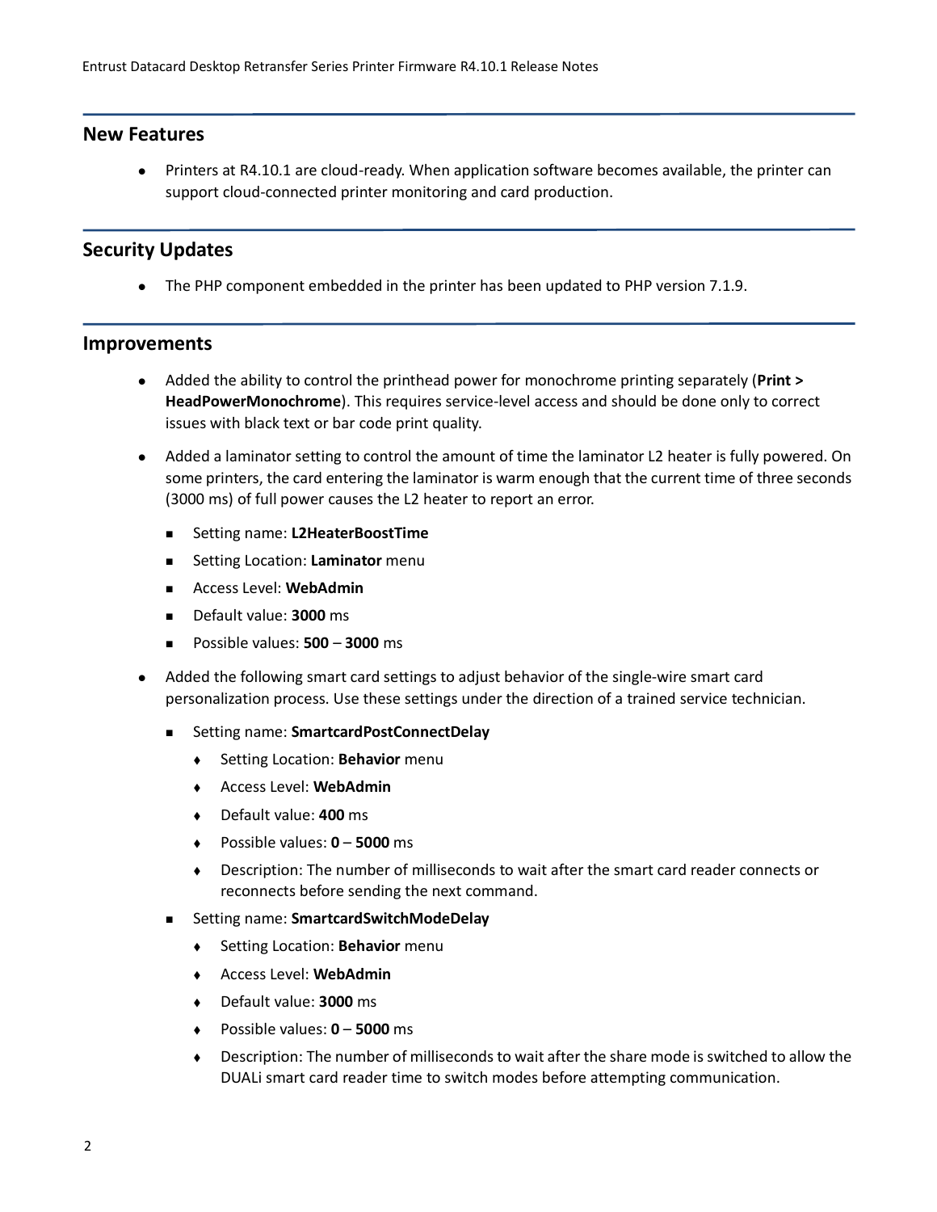## New Features

- Printers at R4.10.1 are cloud-ready. When application software becomes available, the printer can support cloud-connected printer monitoring and card production.

## Security Updates

- The PHP component embedded in the printer has been updated to PHP version 7.1.9.

## Improvements

- Added the ability to control the printhead power for monochrome printing separately (**Print > HeadPowerMonochrome**). This requires service-level access and should be done only to correct issues with black text or bar code print quality.
- Added a laminator setting to control the amount of time the laminator L2 heater is fully powered. On some printers, the card entering the laminator is warm enough that the current time of three seconds (3000 ms) of full power causes the L2 heater to report an error.
  - Setting name: **L2HeaterBoostTime**
  - Setting Location: **Laminator** menu
  - Access Level: **WebAdmin**
  - Default value: **3000** ms
  - Possible values: **500** – **3000** ms
- Added the following smart card settings to adjust behavior of the single-wire smart card personalization process. Use these settings under the direction of a trained service technician.
  - Setting name: **SmartcardPostConnectDelay**
    - Setting Location: **Behavior** menu
    - Access Level: **WebAdmin**
    - Default value: **400** ms
    - Possible values: **0** – **5000** ms
    - Description: The number of milliseconds to wait after the smart card reader connects or reconnects before sending the next command.
  - Setting name: **SmartcardSwitchModeDelay**
    - Setting Location: **Behavior** menu
    - Access Level: **WebAdmin**
    - Default value: **3000** ms
    - Possible values: **0** – **5000** ms
    - Description: The number of milliseconds to wait after the share mode is switched to allow the DUALi smart card reader time to switch modes before attempting communication.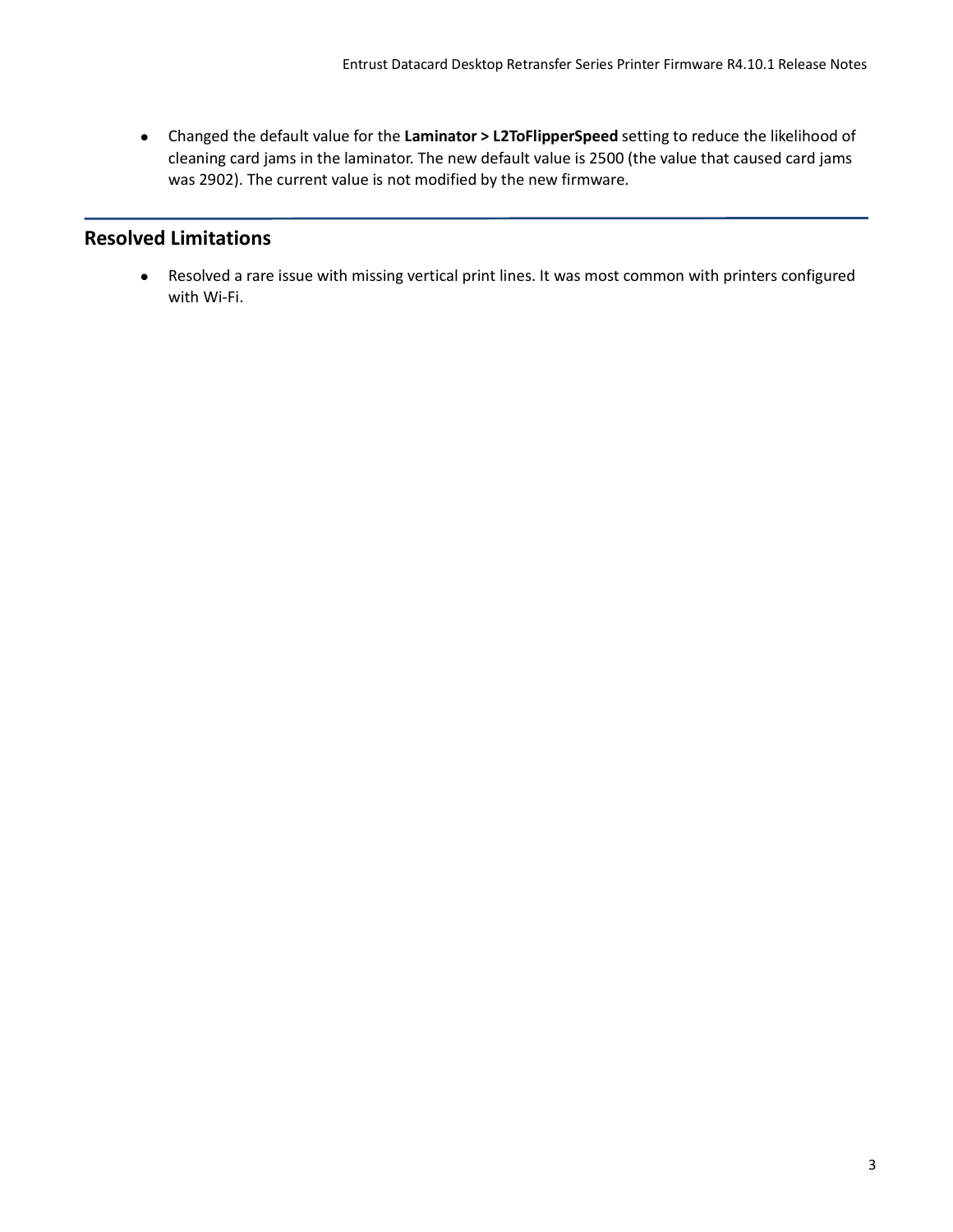- Changed the default value for the **Laminator > L2ToFlipperSpeed** setting to reduce the likelihood of cleaning card jams in the laminator. The new default value is 2500 (the value that caused card jams was 2902). The current value is not modified by the new firmware.

## Resolved Limitations

- Resolved a rare issue with missing vertical print lines. It was most common with printers configured with Wi-Fi.